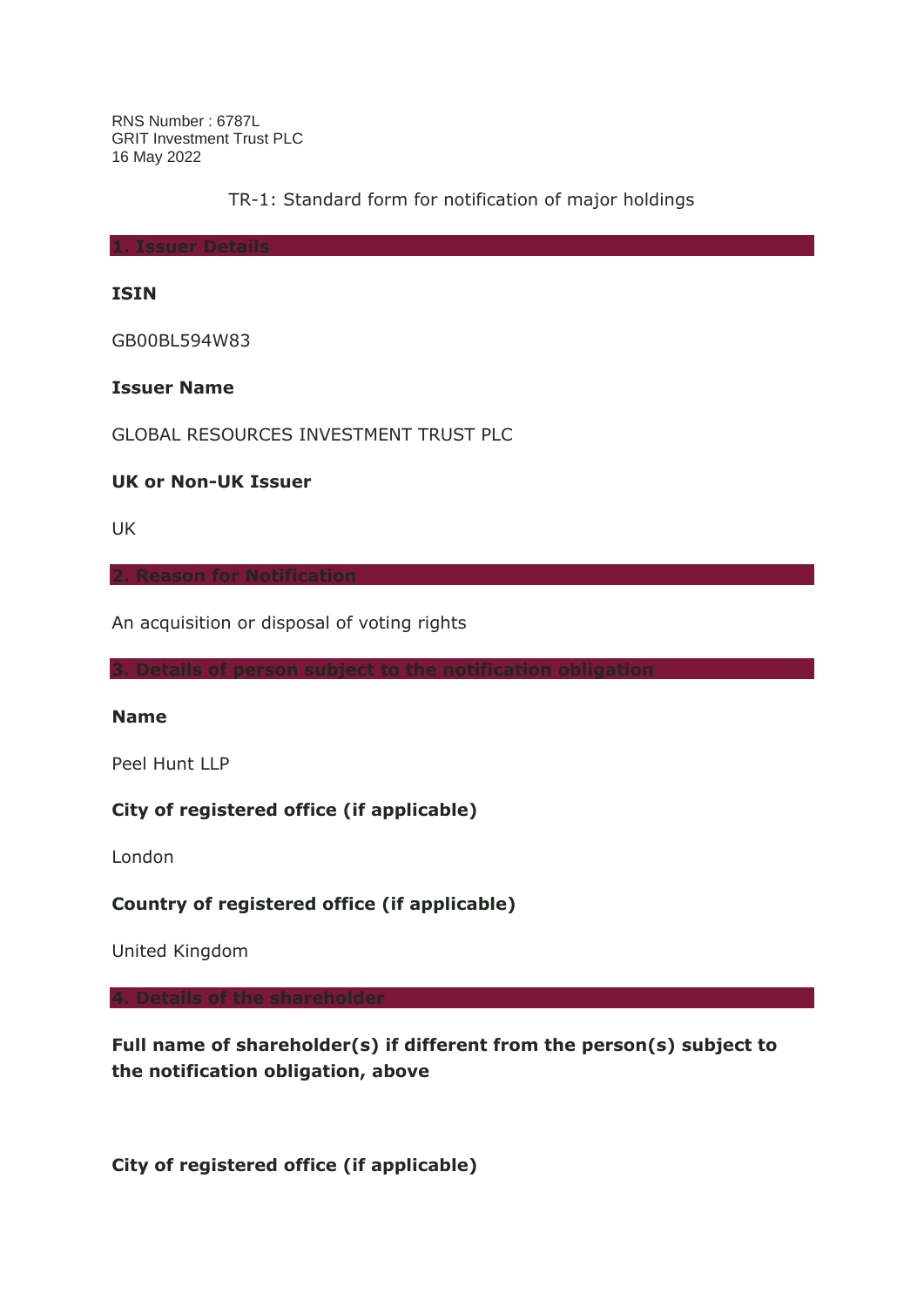RNS Number : 6787L
GRIT Investment Trust PLC
16 May 2022

TR-1: Standard form for notification of major holdings

## 1. Issuer Details

**ISIN**

GB00BL594W83

**Issuer Name**

GLOBAL RESOURCES INVESTMENT TRUST PLC

**UK or Non-UK Issuer**

UK

## 2. Reason for Notification

An acquisition or disposal of voting rights

## 3. Details of person subject to the notification obligation

**Name**

Peel Hunt LLP

**City of registered office (if applicable)**

London

**Country of registered office (if applicable)**

United Kingdom

## 4. Details of the shareholder

**Full name of shareholder(s) if different from the person(s) subject to the notification obligation, above**

**City of registered office (if applicable)**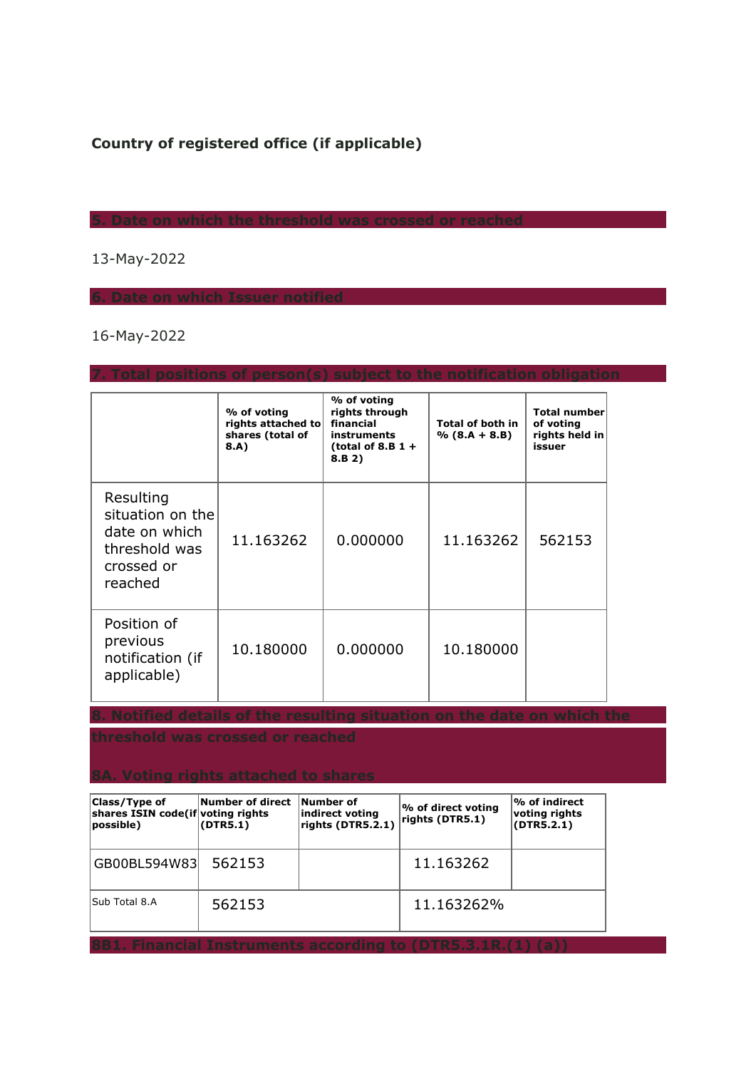**Country of registered office (if applicable)**

## 5. Date on which the threshold was crossed or reached

13-May-2022

## 6. Date on which Issuer notified

16-May-2022

## 7. Total positions of person(s) subject to the notification obligation

| | % of voting rights attached to shares (total of 8.A) | % of voting rights through financial instruments (total of 8.B 1 + 8.B 2) | Total of both in % (8.A + 8.B) | Total number of voting rights held in issuer |
|---|---|---|---|---|
| Resulting situation on the date on which threshold was crossed or reached | 11.163262 | 0.000000 | 11.163262 | 562153 |
| Position of previous notification (if applicable) | 10.180000 | 0.000000 | 10.180000 | |

## 8. Notified details of the resulting situation on the date on which the threshold was crossed or reached

### 8A. Voting rights attached to shares

| Class/Type of shares ISIN code(if possible) | Number of direct voting rights (DTR5.1) | Number of indirect voting rights (DTR5.2.1) | % of direct voting rights (DTR5.1) | % of indirect voting rights (DTR5.2.1) |
|---|---|---|---|---|
| GB00BL594W83 | 562153 | | 11.163262 | |
| Sub Total 8.A | 562153 | | 11.163262% | |

### 8B1. Financial Instruments according to (DTR5.3.1R.(1) (a))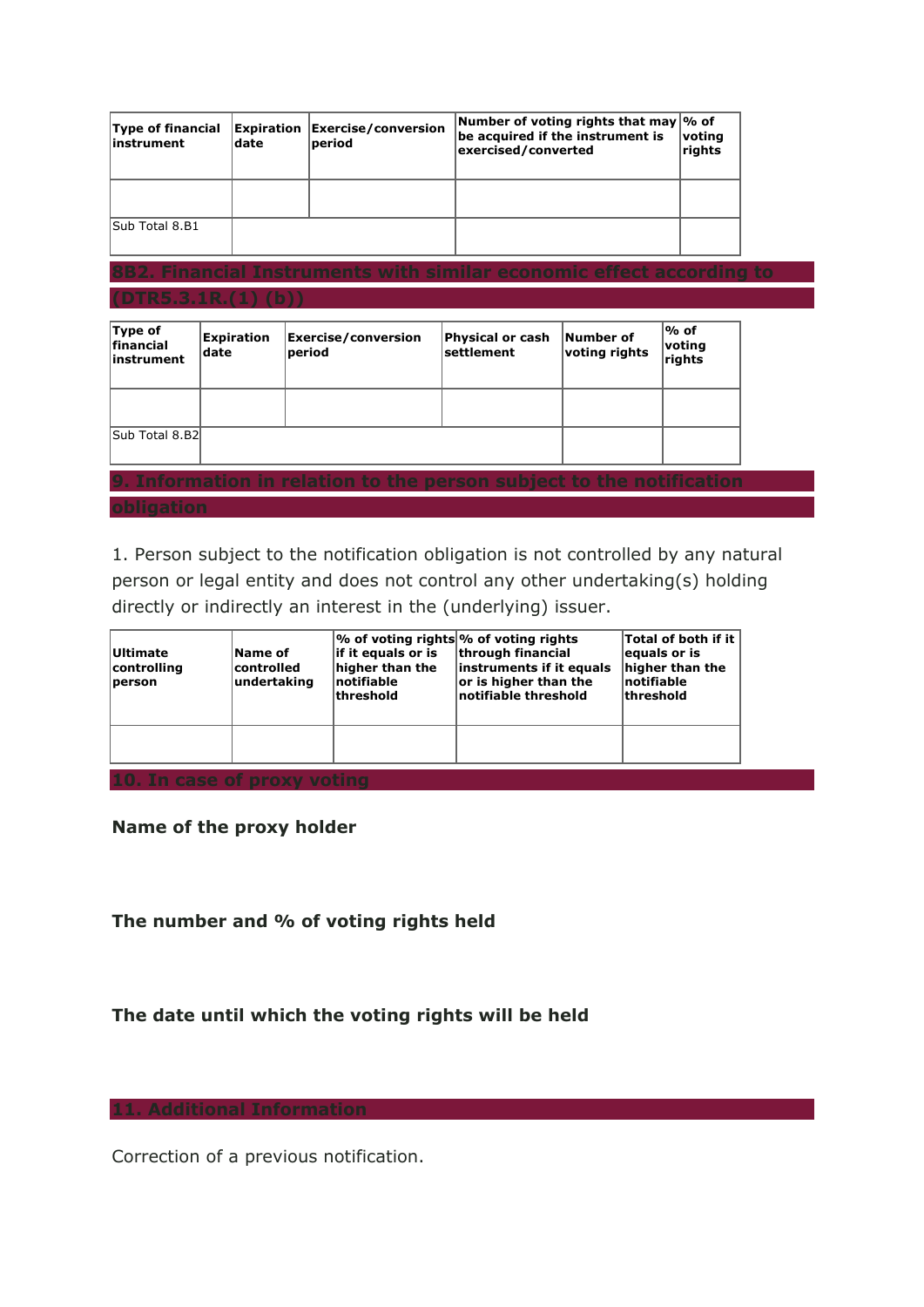| Type of financial instrument | Expiration date | Exercise/conversion period | Number of voting rights that may be acquired if the instrument is exercised/converted | % of voting rights |
|---|---|---|---|---|
| | | | | |
| Sub Total 8.B1 | | | | |

## 8B2. Financial Instruments with similar economic effect according to (DTR5.3.1R.(1) (b))

| Type of financial instrument | Expiration date | Exercise/conversion period | Physical or cash settlement | Number of voting rights | % of voting rights |
|---|---|---|---|---|---|
| | | | | | |
| Sub Total 8.B2 | | | | | |

## 9. Information in relation to the person subject to the notification obligation

1. Person subject to the notification obligation is not controlled by any natural person or legal entity and does not control any other undertaking(s) holding directly or indirectly an interest in the (underlying) issuer.

| Ultimate controlling person | Name of controlled undertaking | % of voting rights if it equals or is higher than the notifiable threshold | % of voting rights through financial instruments if it equals or is higher than the notifiable threshold | Total of both if it equals or is higher than the notifiable threshold |
|---|---|---|---|---|
| | | | | |

## 10. In case of proxy voting

**Name of the proxy holder**

**The number and % of voting rights held**

**The date until which the voting rights will be held**

## 11. Additional Information

Correction of a previous notification.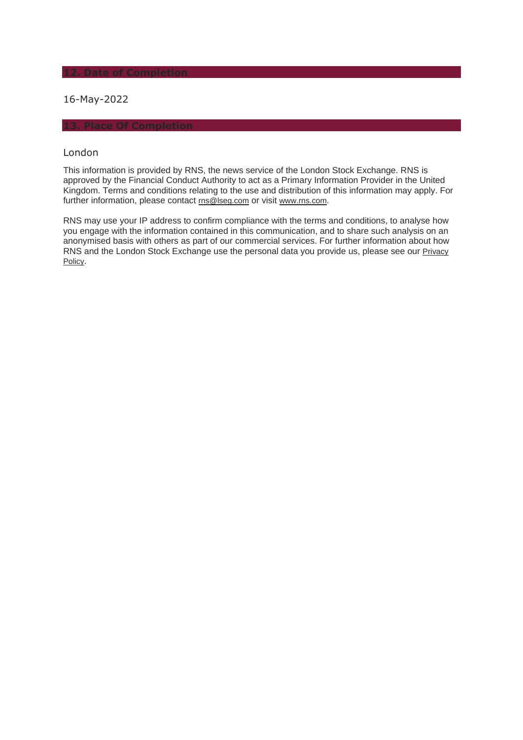## 12. Date of Completion

16-May-2022

## 13. Place Of Completion

London

This information is provided by RNS, the news service of the London Stock Exchange. RNS is approved by the Financial Conduct Authority to act as a Primary Information Provider in the United Kingdom. Terms and conditions relating to the use and distribution of this information may apply. For further information, please contact rns@lseg.com or visit www.rns.com.

RNS may use your IP address to confirm compliance with the terms and conditions, to analyse how you engage with the information contained in this communication, and to share such analysis on an anonymised basis with others as part of our commercial services. For further information about how RNS and the London Stock Exchange use the personal data you provide us, please see our Privacy Policy.